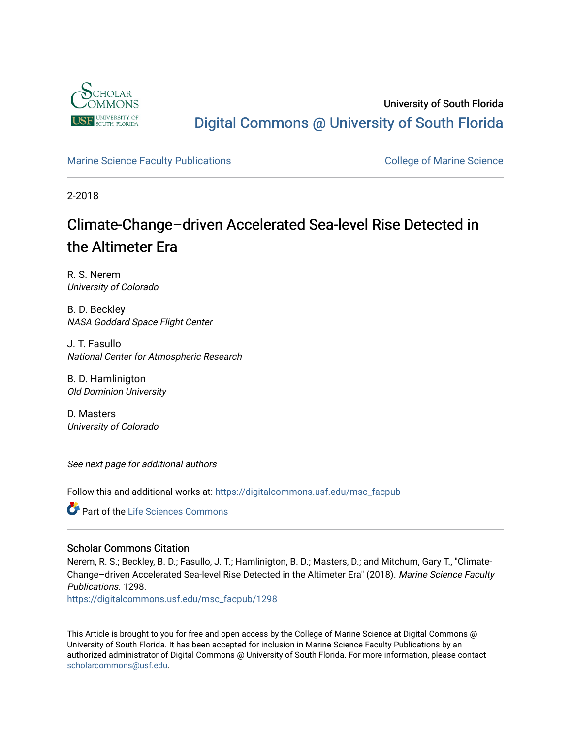University of South Florida

Digital Commons @ University of South Florida

Marine Science Faculty Publications

College of Marine Science

2-2018

# Climate-Change–driven Accelerated Sea-level Rise Detected in the Altimeter Era

R. S. Nerem
*University of Colorado*

B. D. Beckley
*NASA Goddard Space Flight Center*

J. T. Fasullo
*National Center for Atmospheric Research*

B. D. Hamlinigton
*Old Dominion University*

D. Masters
*University of Colorado*

*See next page for additional authors*

Follow this and additional works at: https://digitalcommons.usf.edu/msc_facpub

Part of the Life Sciences Commons

### Scholar Commons Citation

Nerem, R. S.; Beckley, B. D.; Fasullo, J. T.; Hamlinigton, B. D.; Masters, D.; and Mitchum, Gary T., "Climate-Change–driven Accelerated Sea-level Rise Detected in the Altimeter Era" (2018). *Marine Science Faculty Publications*. 1298.
https://digitalcommons.usf.edu/msc_facpub/1298

This Article is brought to you for free and open access by the College of Marine Science at Digital Commons @ University of South Florida. It has been accepted for inclusion in Marine Science Faculty Publications by an authorized administrator of Digital Commons @ University of South Florida. For more information, please contact scholarcommons@usf.edu.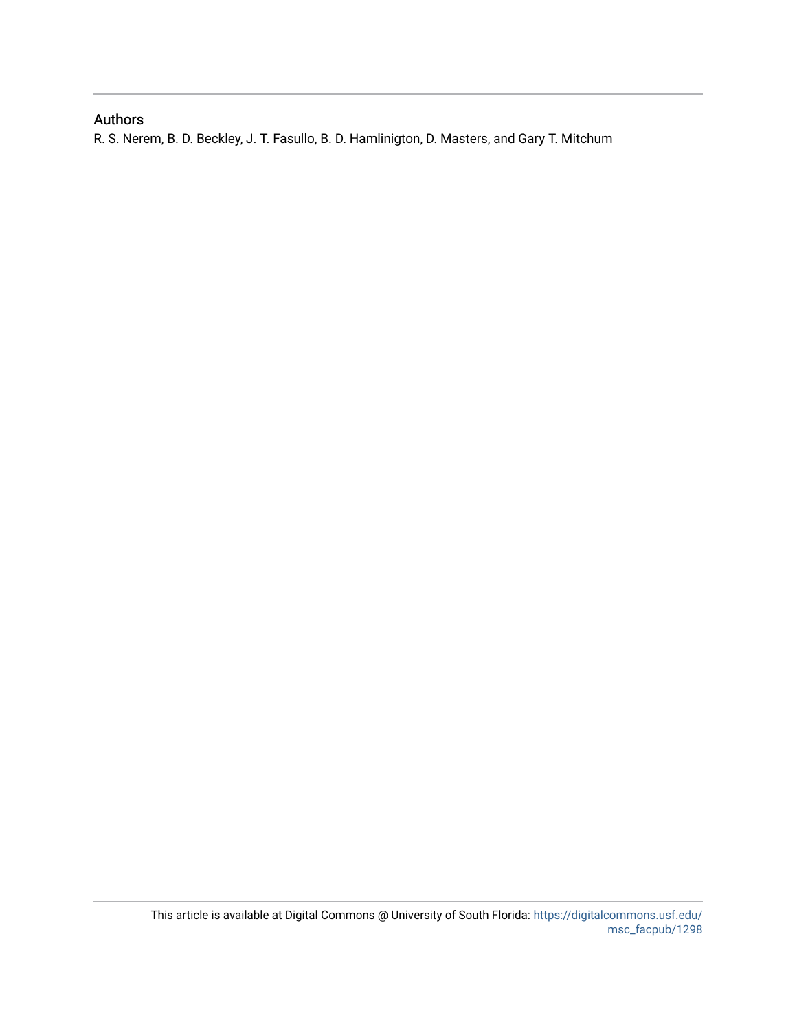## Authors

R. S. Nerem, B. D. Beckley, J. T. Fasullo, B. D. Hamlinigton, D. Masters, and Gary T. Mitchum

This article is available at Digital Commons @ University of South Florida: https://digitalcommons.usf.edu/msc_facpub/1298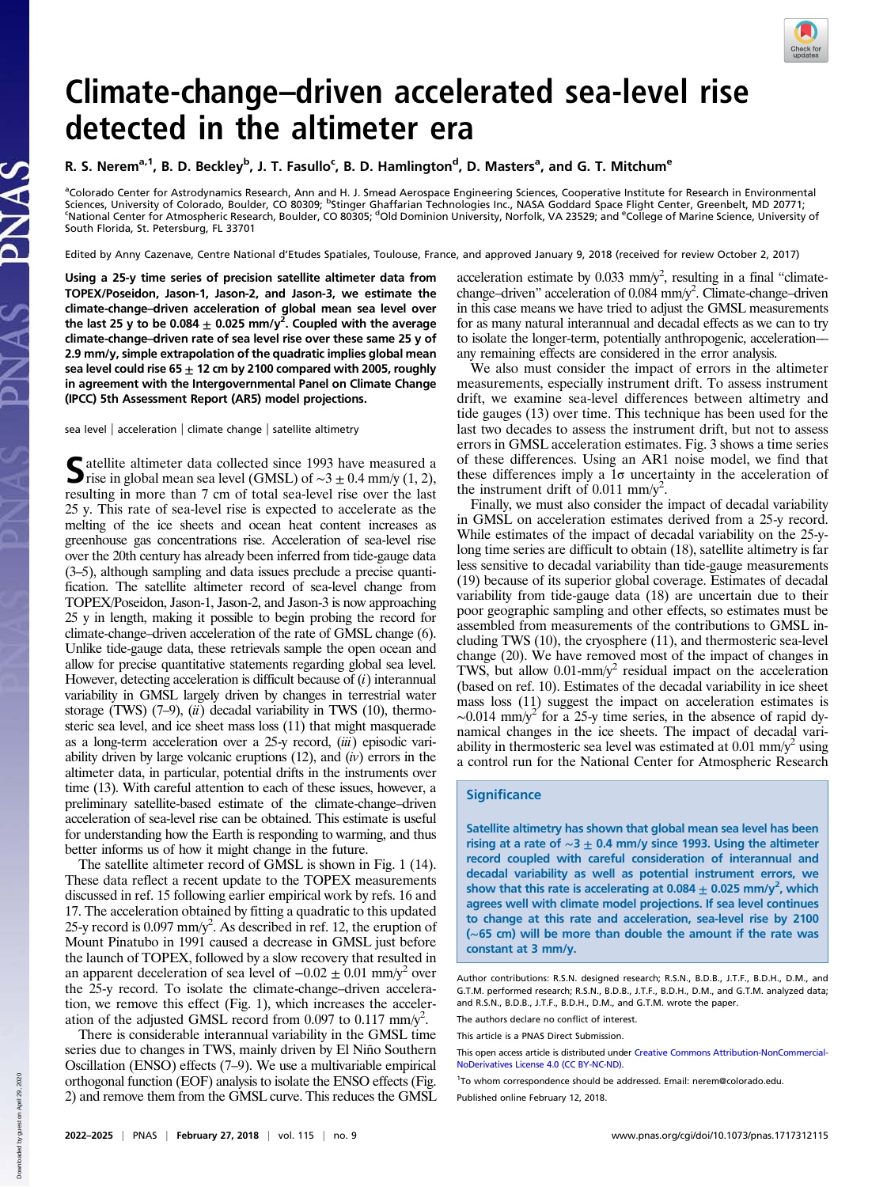# Climate-change–driven accelerated sea-level rise detected in the altimeter era

R. S. Nerem[a,1], B. D. Beckley[b], J. T. Fasullo[c], B. D. Hamlington[d], D. Masters[a], and G. T. Mitchum[e]

[a]Colorado Center for Astrodynamics Research, Ann and H. J. Smead Aerospace Engineering Sciences, Cooperative Institute for Research in Environmental Sciences, University of Colorado, Boulder, CO 80309; [b]Stinger Ghaffarian Technologies Inc., NASA Goddard Space Flight Center, Greenbelt, MD 20771; [c]National Center for Atmospheric Research, Boulder, CO 80305; [d]Old Dominion University, Norfolk, VA 23529; and [e]College of Marine Science, University of South Florida, St. Petersburg, FL 33701

Edited by Anny Cazenave, Centre National d'Etudes Spatiales, Toulouse, France, and approved January 9, 2018 (received for review October 2, 2017)

**Using a 25-y time series of precision satellite altimeter data from TOPEX/Poseidon, Jason-1, Jason-2, and Jason-3, we estimate the climate-change–driven acceleration of global mean sea level over the last 25 y to be 0.084 ± 0.025 mm/y$^2$. Coupled with the average climate-change–driven rate of sea level rise over these same 25 y of 2.9 mm/y, simple extrapolation of the quadratic implies global mean sea level could rise 65 ± 12 cm by 2100 compared with 2005, roughly in agreement with the Intergovernmental Panel on Climate Change (IPCC) 5th Assessment Report (AR5) model projections.**

sea level | acceleration | climate change | satellite altimetry

Satellite altimeter data collected since 1993 have measured a rise in global mean sea level (GMSL) of ∼3 ± 0.4 mm/y (1, 2), resulting in more than 7 cm of total sea-level rise over the last 25 y. This rate of sea-level rise is expected to accelerate as the melting of the ice sheets and ocean heat content increases as greenhouse gas concentrations rise. Acceleration of sea-level rise over the 20th century has already been inferred from tide-gauge data (3–5), although sampling and data issues preclude a precise quantification. The satellite altimeter record of sea-level change from TOPEX/Poseidon, Jason-1, Jason-2, and Jason-3 is now approaching 25 y in length, making it possible to begin probing the record for climate-change–driven acceleration of the rate of GMSL change (6). Unlike tide-gauge data, these retrievals sample the open ocean and allow for precise quantitative statements regarding global sea level. However, detecting acceleration is difficult because of (*i*) interannual variability in GMSL largely driven by changes in terrestrial water storage (TWS) (7–9), (*ii*) decadal variability in TWS (10), thermosteric sea level, and ice sheet mass loss (11) that might masquerade as a long-term acceleration over a 25-y record, (*iii*) episodic variability driven by large volcanic eruptions (12), and (*iv*) errors in the altimeter data, in particular, potential drifts in the instruments over time (13). With careful attention to each of these issues, however, a preliminary satellite-based estimate of the climate-change–driven acceleration of sea-level rise can be obtained. This estimate is useful for understanding how the Earth is responding to warming, and thus better informs us of how it might change in the future.

The satellite altimeter record of GMSL is shown in Fig. 1 (14). These data reflect a recent update to the TOPEX measurements discussed in ref. 15 following earlier empirical work by refs. 16 and 17. The acceleration obtained by fitting a quadratic to this updated 25-y record is 0.097 mm/y$^2$. As described in ref. 12, the eruption of Mount Pinatubo in 1991 caused a decrease in GMSL just before the launch of TOPEX, followed by a slow recovery that resulted in an apparent deceleration of sea level of −0.02 ± 0.01 mm/y$^2$ over the 25-y record. To isolate the climate-change–driven acceleration, we remove this effect (Fig. 1), which increases the acceleration of the adjusted GMSL record from 0.097 to 0.117 mm/y$^2$.

There is considerable interannual variability in the GMSL time series due to changes in TWS, mainly driven by El Niño Southern Oscillation (ENSO) effects (7–9). We use a multivariable empirical orthogonal function (EOF) analysis to isolate the ENSO effects (Fig. 2) and remove them from the GMSL curve. This reduces the GMSL acceleration estimate by 0.033 mm/y$^2$, resulting in a final "climate-change–driven" acceleration of 0.084 mm/y$^2$. Climate-change–driven in this case means we have tried to adjust the GMSL measurements for as many natural interannual and decadal effects as we can to try to isolate the longer-term, potentially anthropogenic, acceleration—any remaining effects are considered in the error analysis.

We also must consider the impact of errors in the altimeter measurements, especially instrument drift. To assess instrument drift, we examine sea-level differences between altimetry and tide gauges (13) over time. This technique has been used for the last two decades to assess the instrument drift, but not to assess errors in GMSL acceleration estimates. Fig. 3 shows a time series of these differences. Using an AR1 noise model, we find that these differences imply a 1σ uncertainty in the acceleration of the instrument drift of 0.011 mm/y$^2$.

Finally, we must also consider the impact of decadal variability in GMSL on acceleration estimates derived from a 25-y record. While estimates of the impact of decadal variability on the 25-y-long time series are difficult to obtain (18), satellite altimetry is far less sensitive to decadal variability than tide-gauge measurements (19) because of its superior global coverage. Estimates of decadal variability from tide-gauge data (18) are uncertain due to their poor geographic sampling and other effects, so estimates must be assembled from measurements of the contributions to GMSL including TWS (10), the cryosphere (11), and thermosteric sea-level change (20). We have removed most of the impact of changes in TWS, but allow 0.01-mm/y$^2$ residual impact on the acceleration (based on ref. 10). Estimates of the decadal variability in ice sheet mass loss (11) suggest the impact on acceleration estimates is ∼0.014 mm/y$^2$ for a 25-y time series, in the absence of rapid dynamical changes in the ice sheets. The impact of decadal variability in thermosteric sea level was estimated at 0.01 mm/y$^2$ using a control run for the National Center for Atmospheric Research

## Significance

**Satellite altimetry has shown that global mean sea level has been rising at a rate of ∼3 ± 0.4 mm/y since 1993. Using the altimeter record coupled with careful consideration of interannual and decadal variability as well as potential instrument errors, we show that this rate is accelerating at 0.084 ± 0.025 mm/y$^2$, which agrees well with climate model projections. If sea level continues to change at this rate and acceleration, sea-level rise by 2100 (∼65 cm) will be more than double the amount if the rate was constant at 3 mm/y.**

Author contributions: R.S.N. designed research; R.S.N., B.D.B., J.T.F., B.D.H., D.M., and G.T.M. performed research; R.S.N., B.D.B., J.T.F., B.D.H., D.M., and G.T.M. analyzed data; and R.S.N., B.D.B., J.T.F., B.D.H., D.M., and G.T.M. wrote the paper.

The authors declare no conflict of interest.

This article is a PNAS Direct Submission.

This open access article is distributed under Creative Commons Attribution-NonCommercial-NoDerivatives License 4.0 (CC BY-NC-ND).

[1]To whom correspondence should be addressed. Email: nerem@colorado.edu.

Published online February 12, 2018.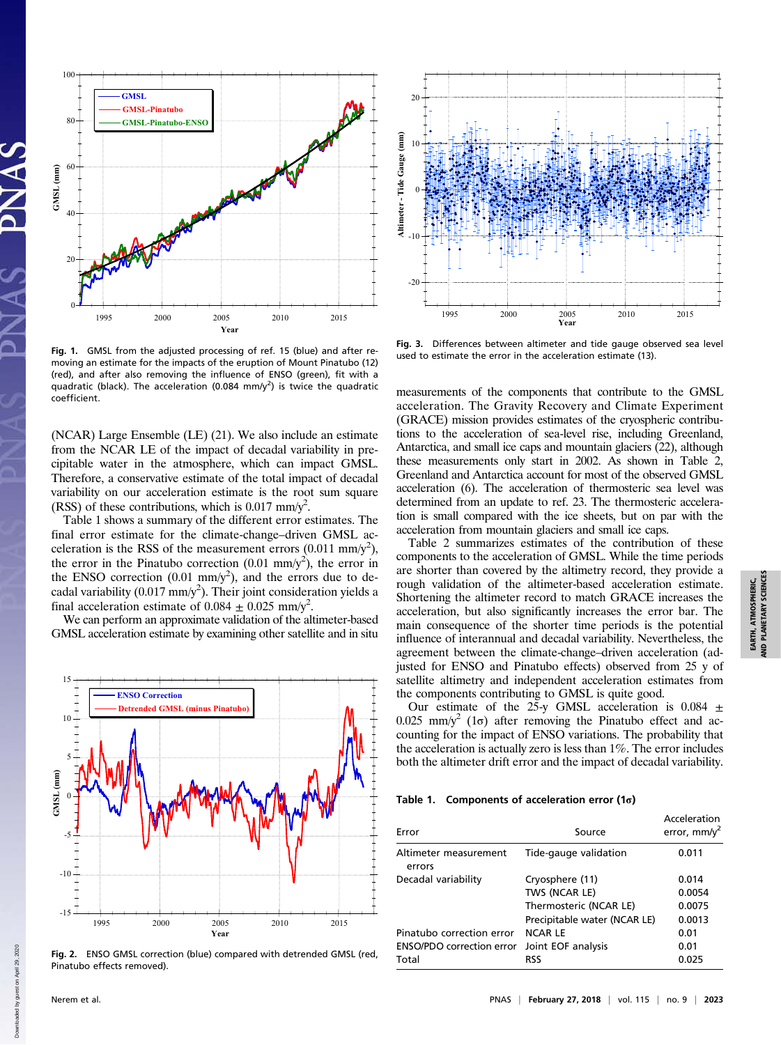Fig. 1. GMSL from the adjusted processing of ref. 15 (blue) and after removing an estimate for the impacts of the eruption of Mount Pinatubo (12) (red), and after also removing the influence of ENSO (green), fit with a quadratic (black). The acceleration (0.084 mm/y$^2$) is twice the quadratic coefficient.

Fig. 3. Differences between altimeter and tide gauge observed sea level used to estimate the error in the acceleration estimate (13).

(NCAR) Large Ensemble (LE) (21). We also include an estimate from the NCAR LE of the impact of decadal variability in precipitable water in the atmosphere, which can impact GMSL. Therefore, a conservative estimate of the total impact of decadal variability on our acceleration estimate is the root sum square (RSS) of these contributions, which is 0.017 mm/y$^2$.

Table 1 shows a summary of the different error estimates. The final error estimate for the climate-change–driven GMSL acceleration is the RSS of the measurement errors (0.011 mm/y$^2$), the error in the Pinatubo correction (0.01 mm/y$^2$), the error in the ENSO correction (0.01 mm/y$^2$), and the errors due to decadal variability (0.017 mm/y$^2$). Their joint consideration yields a final acceleration estimate of 0.084 $\pm$ 0.025 mm/y$^2$.

We can perform an approximate validation of the altimeter-based GMSL acceleration estimate by examining other satellite and in situ measurements of the components that contribute to the GMSL acceleration. The Gravity Recovery and Climate Experiment (GRACE) mission provides estimates of the cryospheric contributions to the acceleration of sea-level rise, including Greenland, Antarctica, and small ice caps and mountain glaciers (22), although these measurements only start in 2002. As shown in Table 2, Greenland and Antarctica account for most of the observed GMSL acceleration (6). The acceleration of thermosteric sea level was determined from an update to ref. 23. The thermosteric acceleration is small compared with the ice sheets, but on par with the acceleration from mountain glaciers and small ice caps.

Table 2 summarizes estimates of the contribution of these components to the acceleration of GMSL. While the time periods are shorter than covered by the altimetry record, they provide a rough validation of the altimeter-based acceleration estimate. Shortening the altimeter record to match GRACE increases the acceleration, but also significantly increases the error bar. The main consequence of the shorter time periods is the potential influence of interannual and decadal variability. Nevertheless, the agreement between the climate-change–driven acceleration (adjusted for ENSO and Pinatubo effects) observed from 25 y of satellite altimetry and independent acceleration estimates from the components contributing to GMSL is quite good.

Our estimate of the 25-y GMSL acceleration is 0.084 $\pm$ 0.025 mm/y$^2$ (1σ) after removing the Pinatubo effect and accounting for the impact of ENSO variations. The probability that the acceleration is actually zero is less than 1%. The error includes both the altimeter drift error and the impact of decadal variability.

Fig. 2. ENSO GMSL correction (blue) compared with detrended GMSL (red, Pinatubo effects removed).

**Table 1. Components of acceleration error (1σ)**

| Error | Source | Acceleration error, mm/y$^2$ |
|---|---|---|
| Altimeter measurement errors | Tide-gauge validation | 0.011 |
| Decadal variability | Cryosphere (11) | 0.014 |
| | TWS (NCAR LE) | 0.0054 |
| | Thermosteric (NCAR LE) | 0.0075 |
| | Precipitable water (NCAR LE) | 0.0013 |
| Pinatubo correction error | NCAR LE | 0.01 |
| ENSO/PDO correction error | Joint EOF analysis | 0.01 |
| Total | RSS | 0.025 |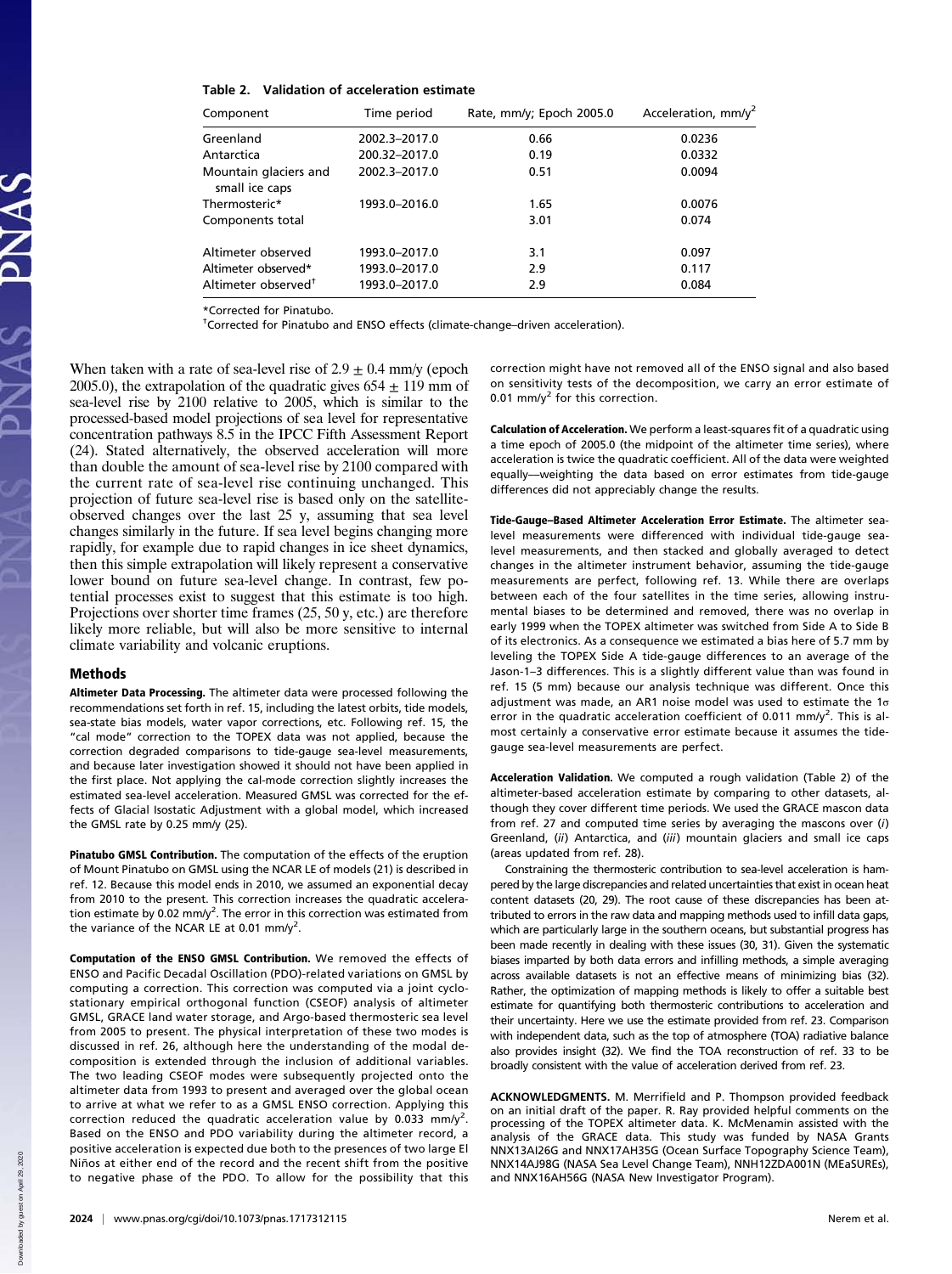**Table 2. Validation of acceleration estimate**

| Component | Time period | Rate, mm/y; Epoch 2005.0 | Acceleration, mm/y$^2$ |
|---|---|---|---|
| Greenland | 2002.3–2017.0 | 0.66 | 0.0236 |
| Antarctica | 200.32–2017.0 | 0.19 | 0.0332 |
| Mountain glaciers and small ice caps | 2002.3–2017.0 | 0.51 | 0.0094 |
| Thermosteric* | 1993.0–2016.0 | 1.65 | 0.0076 |
| Components total | | 3.01 | 0.074 |
| Altimeter observed | 1993.0–2017.0 | 3.1 | 0.097 |
| Altimeter observed* | 1993.0–2017.0 | 2.9 | 0.117 |
| Altimeter observed† | 1993.0–2017.0 | 2.9 | 0.084 |

*Corrected for Pinatubo.

†Corrected for Pinatubo and ENSO effects (climate-change–driven acceleration).

When taken with a rate of sea-level rise of $2.9 \pm 0.4$ mm/y (epoch 2005.0), the extrapolation of the quadratic gives $654 \pm 119$ mm of sea-level rise by 2100 relative to 2005, which is similar to the processed-based model projections of sea level for representative concentration pathways 8.5 in the IPCC Fifth Assessment Report (24). Stated alternatively, the observed acceleration will more than double the amount of sea-level rise by 2100 compared with the current rate of sea-level rise continuing unchanged. This projection of future sea-level rise is based only on the satellite-observed changes over the last 25 y, assuming that sea level changes similarly in the future. If sea level begins changing more rapidly, for example due to rapid changes in ice sheet dynamics, then this simple extrapolation will likely represent a conservative lower bound on future sea-level change. In contrast, few potential processes exist to suggest that this estimate is too high. Projections over shorter time frames (25, 50 y, etc.) are therefore likely more reliable, but will also be more sensitive to internal climate variability and volcanic eruptions.

## Methods

**Altimeter Data Processing.** The altimeter data were processed following the recommendations set forth in ref. 15, including the latest orbits, tide models, sea-state bias models, water vapor corrections, etc. Following ref. 15, the "cal mode" correction to the TOPEX data was not applied, because the correction degraded comparisons to tide-gauge sea-level measurements, and because later investigation showed it should not have been applied in the first place. Not applying the cal-mode correction slightly increases the estimated sea-level acceleration. Measured GMSL was corrected for the effects of Glacial Isostatic Adjustment with a global model, which increased the GMSL rate by 0.25 mm/y (25).

**Pinatubo GMSL Contribution.** The computation of the effects of the eruption of Mount Pinatubo on GMSL using the NCAR LE of models (21) is described in ref. 12. Because this model ends in 2010, we assumed an exponential decay from 2010 to the present. This correction increases the quadratic acceleration estimate by 0.02 mm/y$^2$. The error in this correction was estimated from the variance of the NCAR LE at 0.01 mm/y$^2$.

**Computation of the ENSO GMSL Contribution.** We removed the effects of ENSO and Pacific Decadal Oscillation (PDO)-related variations on GMSL by computing a correction. This correction was computed via a joint cyclostationary empirical orthogonal function (CSEOF) analysis of altimeter GMSL, GRACE land water storage, and Argo-based thermosteric sea level from 2005 to present. The physical interpretation of these two modes is discussed in ref. 26, although here the understanding of the modal decomposition is extended through the inclusion of additional variables. The two leading CSEOF modes were subsequently projected onto the altimeter data from 1993 to present and averaged over the global ocean to arrive at what we refer to as a GMSL ENSO correction. Applying this correction reduced the quadratic acceleration value by 0.033 mm/y$^2$. Based on the ENSO and PDO variability during the altimeter record, a positive acceleration is expected due both to the presences of two large El Niños at either end of the record and the recent shift from the positive to negative phase of the PDO. To allow for the possibility that this correction might have not removed all of the ENSO signal and also based on sensitivity tests of the decomposition, we carry an error estimate of 0.01 mm/y$^2$ for this correction.

**Calculation of Acceleration.** We perform a least-squares fit of a quadratic using a time epoch of 2005.0 (the midpoint of the altimeter time series), where acceleration is twice the quadratic coefficient. All of the data were weighted equally—weighting the data based on error estimates from tide-gauge differences did not appreciably change the results.

**Tide-Gauge–Based Altimeter Acceleration Error Estimate.** The altimeter sea-level measurements were differenced with individual tide-gauge sea-level measurements, and then stacked and globally averaged to detect changes in the altimeter instrument behavior, assuming the tide-gauge measurements are perfect, following ref. 13. While there are overlaps between each of the four satellites in the time series, allowing instrumental biases to be determined and removed, there was no overlap in early 1999 when the TOPEX altimeter was switched from Side A to Side B of its electronics. As a consequence we estimated a bias here of 5.7 mm by leveling the TOPEX Side A tide-gauge differences to an average of the Jason-1–3 differences. This is a slightly different value than was found in ref. 15 (5 mm) because our analysis technique was different. Once this adjustment was made, an AR1 noise model was used to estimate the 1σ error in the quadratic acceleration coefficient of 0.011 mm/y$^2$. This is almost certainly a conservative error estimate because it assumes the tide-gauge sea-level measurements are perfect.

**Acceleration Validation.** We computed a rough validation (Table 2) of the altimeter-based acceleration estimate by comparing to other datasets, although they cover different time periods. We used the GRACE mascon data from ref. 27 and computed time series by averaging the mascons over (*i*) Greenland, (*ii*) Antarctica, and (*iii*) mountain glaciers and small ice caps (areas updated from ref. 28).

Constraining the thermosteric contribution to sea-level acceleration is hampered by the large discrepancies and related uncertainties that exist in ocean heat content datasets (20, 29). The root cause of these discrepancies has been attributed to errors in the raw data and mapping methods used to infill data gaps, which are particularly large in the southern oceans, but substantial progress has been made recently in dealing with these issues (30, 31). Given the systematic biases imparted by both data errors and infilling methods, a simple averaging across available datasets is not an effective means of minimizing bias (32). Rather, the optimization of mapping methods is likely to offer a suitable best estimate for quantifying both thermosteric contributions to acceleration and their uncertainty. Here we use the estimate provided from ref. 23. Comparison with independent data, such as the top of atmosphere (TOA) radiative balance also provides insight (32). We find the TOA reconstruction of ref. 33 to be broadly consistent with the value of acceleration derived from ref. 23.

**ACKNOWLEDGMENTS.** M. Merrifield and P. Thompson provided feedback on an initial draft of the paper. R. Ray provided helpful comments on the processing of the TOPEX altimeter data. K. McMenamin assisted with the analysis of the GRACE data. This study was funded by NASA Grants NNX13AI26G and NNX17AH35G (Ocean Surface Topography Science Team), NNX14AJ98G (NASA Sea Level Change Team), NNH12ZDA001N (MEaSUREs), and NNX16AH56G (NASA New Investigator Program).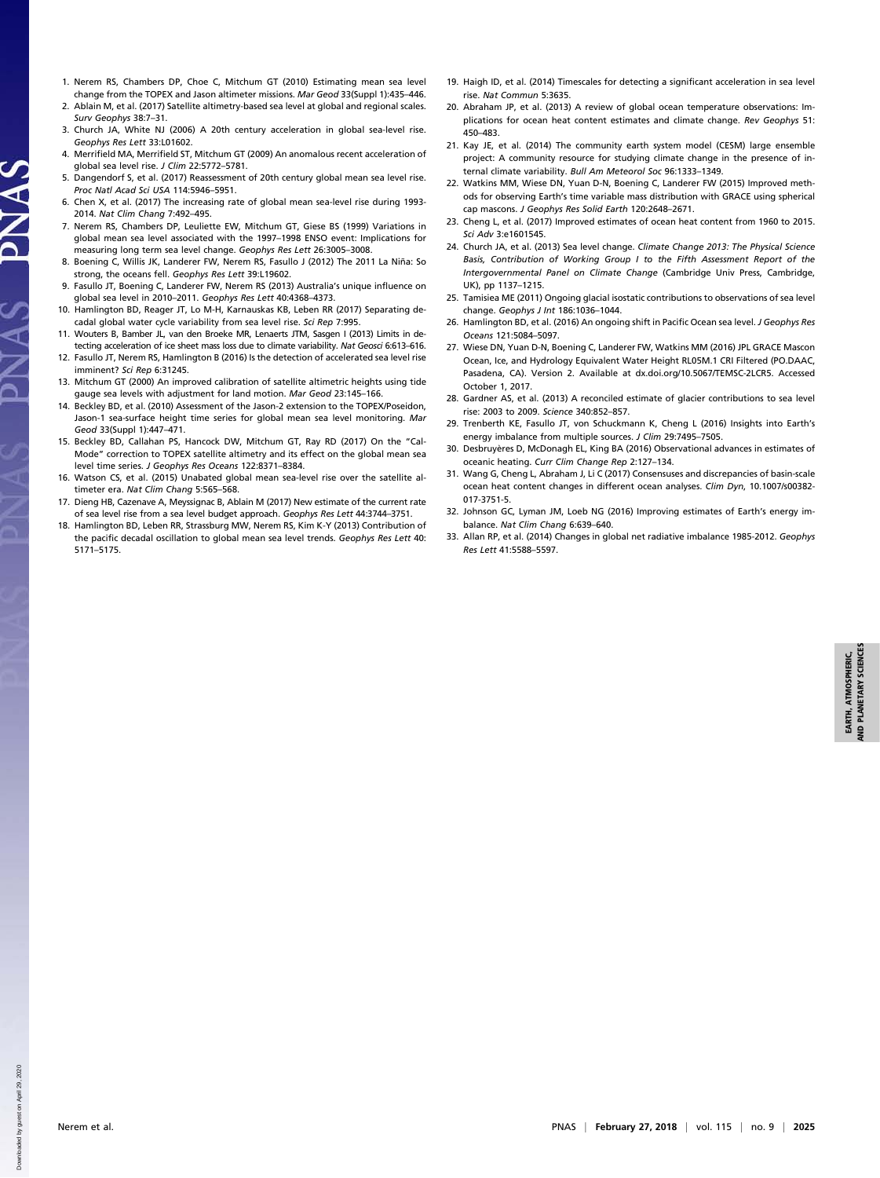1. Nerem RS, Chambers DP, Choe C, Mitchum GT (2010) Estimating mean sea level change from the TOPEX and Jason altimeter missions. *Mar Geod* 33(Suppl 1):435–446.
2. Ablain M, et al. (2017) Satellite altimetry-based sea level at global and regional scales. *Surv Geophys* 38:7–31.
3. Church JA, White NJ (2006) A 20th century acceleration in global sea-level rise. *Geophys Res Lett* 33:L01602.
4. Merrifield MA, Merrifield ST, Mitchum GT (2009) An anomalous recent acceleration of global sea level rise. *J Clim* 22:5772–5781.
5. Dangendorf S, et al. (2017) Reassessment of 20th century global mean sea level rise. *Proc Natl Acad Sci USA* 114:5946–5951.
6. Chen X, et al. (2017) The increasing rate of global mean sea-level rise during 1993-2014. *Nat Clim Chang* 7:492–495.
7. Nerem RS, Chambers DP, Leuliette EW, Mitchum GT, Giese BS (1999) Variations in global mean sea level associated with the 1997–1998 ENSO event: Implications for measuring long term sea level change. *Geophys Res Lett* 26:3005–3008.
8. Boening C, Willis JK, Landerer FW, Nerem RS, Fasullo J (2012) The 2011 La Niña: So strong, the oceans fell. *Geophys Res Lett* 39:L19602.
9. Fasullo JT, Boening C, Landerer FW, Nerem RS (2013) Australia's unique influence on global sea level in 2010–2011. *Geophys Res Lett* 40:4368–4373.
10. Hamlington BD, Reager JT, Lo M-H, Karnauskas KB, Leben RR (2017) Separating decadal global water cycle variability from sea level rise. *Sci Rep* 7:995.
11. Wouters B, Bamber JL, van den Broeke MR, Lenaerts JTM, Sasgen I (2013) Limits in detecting acceleration of ice sheet mass loss due to climate variability. *Nat Geosci* 6:613–616.
12. Fasullo JT, Nerem RS, Hamlington B (2016) Is the detection of accelerated sea level rise imminent? *Sci Rep* 6:31245.
13. Mitchum GT (2000) An improved calibration of satellite altimetric heights using tide gauge sea levels with adjustment for land motion. *Mar Geod* 23:145–166.
14. Beckley BD, et al. (2010) Assessment of the Jason-2 extension to the TOPEX/Poseidon, Jason-1 sea-surface height time series for global mean sea level monitoring. *Mar Geod* 33(Suppl 1):447–471.
15. Beckley BD, Callahan PS, Hancock DW, Mitchum GT, Ray RD (2017) On the "Cal-Mode" correction to TOPEX satellite altimetry and its effect on the global mean sea level time series. *J Geophys Res Oceans* 122:8371–8384.
16. Watson CS, et al. (2015) Unabated global mean sea-level rise over the satellite altimeter era. *Nat Clim Chang* 5:565–568.
17. Dieng HB, Cazenave A, Meyssignac B, Ablain M (2017) New estimate of the current rate of sea level rise from a sea level budget approach. *Geophys Res Lett* 44:3744–3751.
18. Hamlington BD, Leben RR, Strassburg MW, Nerem RS, Kim K-Y (2013) Contribution of the pacific decadal oscillation to global mean sea level trends. *Geophys Res Lett* 40: 5171–5175.
19. Haigh ID, et al. (2014) Timescales for detecting a significant acceleration in sea level rise. *Nat Commun* 5:3635.
20. Abraham JP, et al. (2013) A review of global ocean temperature observations: Implications for ocean heat content estimates and climate change. *Rev Geophys* 51: 450–483.
21. Kay JE, et al. (2014) The community earth system model (CESM) large ensemble project: A community resource for studying climate change in the presence of internal climate variability. *Bull Am Meteorol Soc* 96:1333–1349.
22. Watkins MM, Wiese DN, Yuan D-N, Boening C, Landerer FW (2015) Improved methods for observing Earth's time variable mass distribution with GRACE using spherical cap mascons. *J Geophys Res Solid Earth* 120:2648–2671.
23. Cheng L, et al. (2017) Improved estimates of ocean heat content from 1960 to 2015. *Sci Adv* 3:e1601545.
24. Church JA, et al. (2013) Sea level change. *Climate Change 2013: The Physical Science Basis, Contribution of Working Group I to the Fifth Assessment Report of the Intergovernmental Panel on Climate Change* (Cambridge Univ Press, Cambridge, UK), pp 1137–1215.
25. Tamisiea ME (2011) Ongoing glacial isostatic contributions to observations of sea level change. *Geophys J Int* 186:1036–1044.
26. Hamlington BD, et al. (2016) An ongoing shift in Pacific Ocean sea level. *J Geophys Res Oceans* 121:5084–5097.
27. Wiese DN, Yuan D-N, Boening C, Landerer FW, Watkins MM (2016) JPL GRACE Mascon Ocean, Ice, and Hydrology Equivalent Water Height RL05M.1 CRI Filtered (PO.DAAC, Pasadena, CA). Version 2. Available at dx.doi.org/10.5067/TEMSC-2LCR5. Accessed October 1, 2017.
28. Gardner AS, et al. (2013) A reconciled estimate of glacier contributions to sea level rise: 2003 to 2009. *Science* 340:852–857.
29. Trenberth KE, Fasullo JT, von Schuckmann K, Cheng L (2016) Insights into Earth's energy imbalance from multiple sources. *J Clim* 29:7495–7505.
30. Desbruyères D, McDonagh EL, King BA (2016) Observational advances in estimates of oceanic heating. *Curr Clim Change Rep* 2:127–134.
31. Wang G, Cheng L, Abraham J, Li C (2017) Consensuses and discrepancies of basin-scale ocean heat content changes in different ocean analyses. *Clim Dyn*, 10.1007/s00382-017-3751-5.
32. Johnson GC, Lyman JM, Loeb NG (2016) Improving estimates of Earth's energy imbalance. *Nat Clim Chang* 6:639–640.
33. Allan RP, et al. (2014) Changes in global net radiative imbalance 1985-2012. *Geophys Res Lett* 41:5588–5597.